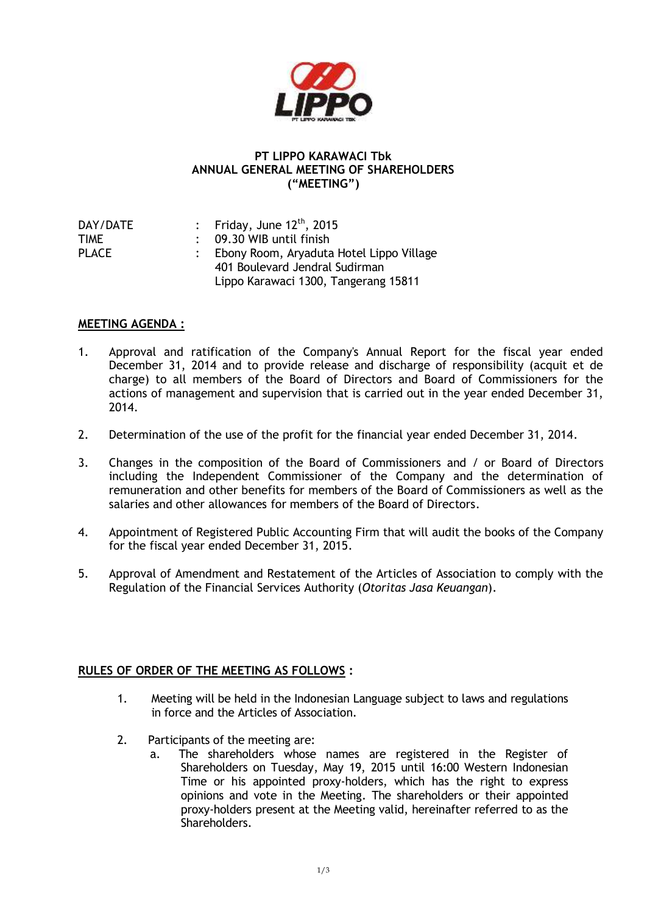# PT LIPPO KARAWACI Tbk
# ANNUAL GENERAL MEETING OF SHAREHOLDERS
# ("MEETING")

| | | |
|---|---|---|
| DAY/DATE | : | Friday, June 12th, 2015 |
| TIME | : | 09.30 WIB until finish |
| PLACE | : | Ebony Room, Aryaduta Hotel Lippo Village<br>401 Boulevard Jendral Sudirman<br>Lippo Karawaci 1300, Tangerang 15811 |

## MEETING AGENDA :

1. Approval and ratification of the Company's Annual Report for the fiscal year ended December 31, 2014 and to provide release and discharge of responsibility (acquit et de charge) to all members of the Board of Directors and Board of Commissioners for the actions of management and supervision that is carried out in the year ended December 31, 2014.

2. Determination of the use of the profit for the financial year ended December 31, 2014.

3. Changes in the composition of the Board of Commissioners and / or Board of Directors including the Independent Commissioner of the Company and the determination of remuneration and other benefits for members of the Board of Commissioners as well as the salaries and other allowances for members of the Board of Directors.

4. Appointment of Registered Public Accounting Firm that will audit the books of the Company for the fiscal year ended December 31, 2015.

5. Approval of Amendment and Restatement of the Articles of Association to comply with the Regulation of the Financial Services Authority (*Otoritas Jasa Keuangan*).

## RULES OF ORDER OF THE MEETING AS FOLLOWS :

1. Meeting will be held in the Indonesian Language subject to laws and regulations in force and the Articles of Association.

2. Participants of the meeting are:
   a. The shareholders whose names are registered in the Register of Shareholders on Tuesday, May 19, 2015 until 16:00 Western Indonesian Time or his appointed proxy-holders, which has the right to express opinions and vote in the Meeting. The shareholders or their appointed proxy-holders present at the Meeting valid, hereinafter referred to as the Shareholders.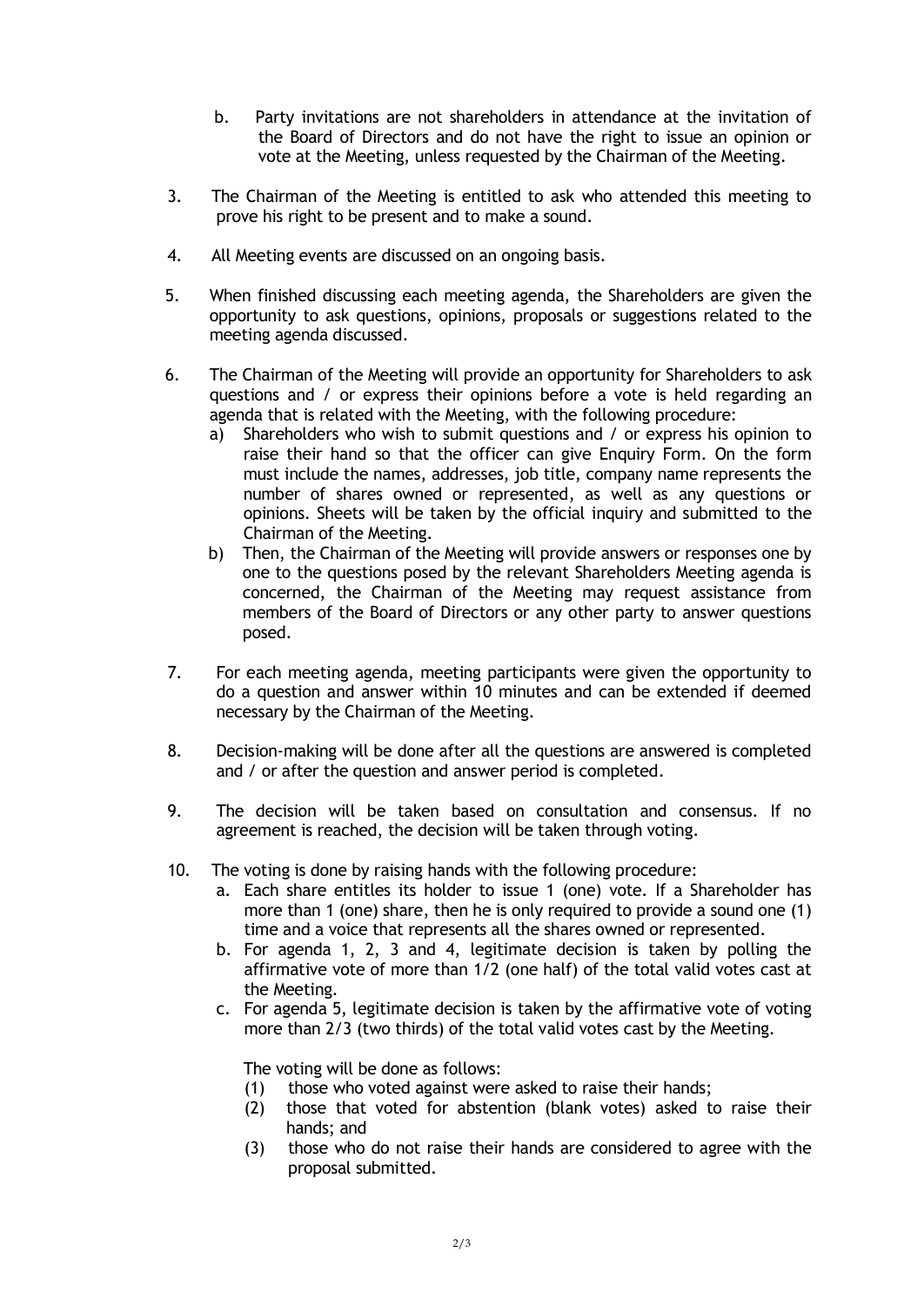b. Party invitations are not shareholders in attendance at the invitation of the Board of Directors and do not have the right to issue an opinion or vote at the Meeting, unless requested by the Chairman of the Meeting.

3. The Chairman of the Meeting is entitled to ask who attended this meeting to prove his right to be present and to make a sound.

4. All Meeting events are discussed on an ongoing basis.

5. When finished discussing each meeting agenda, the Shareholders are given the opportunity to ask questions, opinions, proposals or suggestions related to the meeting agenda discussed.

6. The Chairman of the Meeting will provide an opportunity for Shareholders to ask questions and / or express their opinions before a vote is held regarding an agenda that is related with the Meeting, with the following procedure:
   a) Shareholders who wish to submit questions and / or express his opinion to raise their hand so that the officer can give Enquiry Form. On the form must include the names, addresses, job title, company name represents the number of shares owned or represented, as well as any questions or opinions. Sheets will be taken by the official inquiry and submitted to the Chairman of the Meeting.
   b) Then, the Chairman of the Meeting will provide answers or responses one by one to the questions posed by the relevant Shareholders Meeting agenda is concerned, the Chairman of the Meeting may request assistance from members of the Board of Directors or any other party to answer questions posed.

7. For each meeting agenda, meeting participants were given the opportunity to do a question and answer within 10 minutes and can be extended if deemed necessary by the Chairman of the Meeting.

8. Decision-making will be done after all the questions are answered is completed and / or after the question and answer period is completed.

9. The decision will be taken based on consultation and consensus. If no agreement is reached, the decision will be taken through voting.

10. The voting is done by raising hands with the following procedure:
    a. Each share entitles its holder to issue 1 (one) vote. If a Shareholder has more than 1 (one) share, then he is only required to provide a sound one (1) time and a voice that represents all the shares owned or represented.
    b. For agenda 1, 2, 3 and 4, legitimate decision is taken by polling the affirmative vote of more than 1/2 (one half) of the total valid votes cast at the Meeting.
    c. For agenda 5, legitimate decision is taken by the affirmative vote of voting more than 2/3 (two thirds) of the total valid votes cast by the Meeting.

    The voting will be done as follows:
    (1) those who voted against were asked to raise their hands;
    (2) those that voted for abstention (blank votes) asked to raise their hands; and
    (3) those who do not raise their hands are considered to agree with the proposal submitted.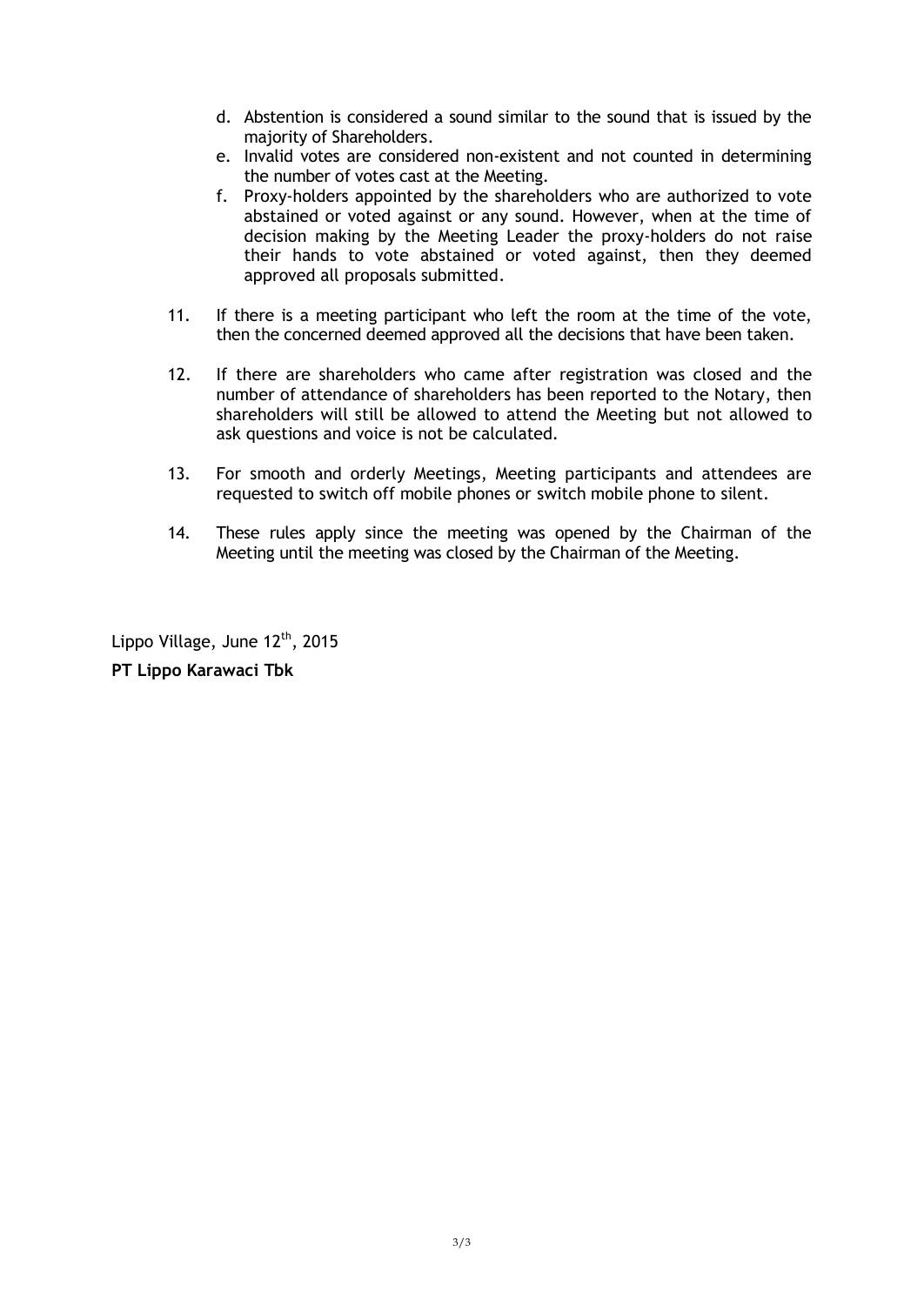d. Abstention is considered a sound similar to the sound that is issued by the majority of Shareholders.
e. Invalid votes are considered non-existent and not counted in determining the number of votes cast at the Meeting.
f. Proxy-holders appointed by the shareholders who are authorized to vote abstained or voted against or any sound. However, when at the time of decision making by the Meeting Leader the proxy-holders do not raise their hands to vote abstained or voted against, then they deemed approved all proposals submitted.

11. If there is a meeting participant who left the room at the time of the vote, then the concerned deemed approved all the decisions that have been taken.

12. If there are shareholders who came after registration was closed and the number of attendance of shareholders has been reported to the Notary, then shareholders will still be allowed to attend the Meeting but not allowed to ask questions and voice is not be calculated.

13. For smooth and orderly Meetings, Meeting participants and attendees are requested to switch off mobile phones or switch mobile phone to silent.

14. These rules apply since the meeting was opened by the Chairman of the Meeting until the meeting was closed by the Chairman of the Meeting.

Lippo Village, June 12th, 2015

**PT Lippo Karawaci Tbk**